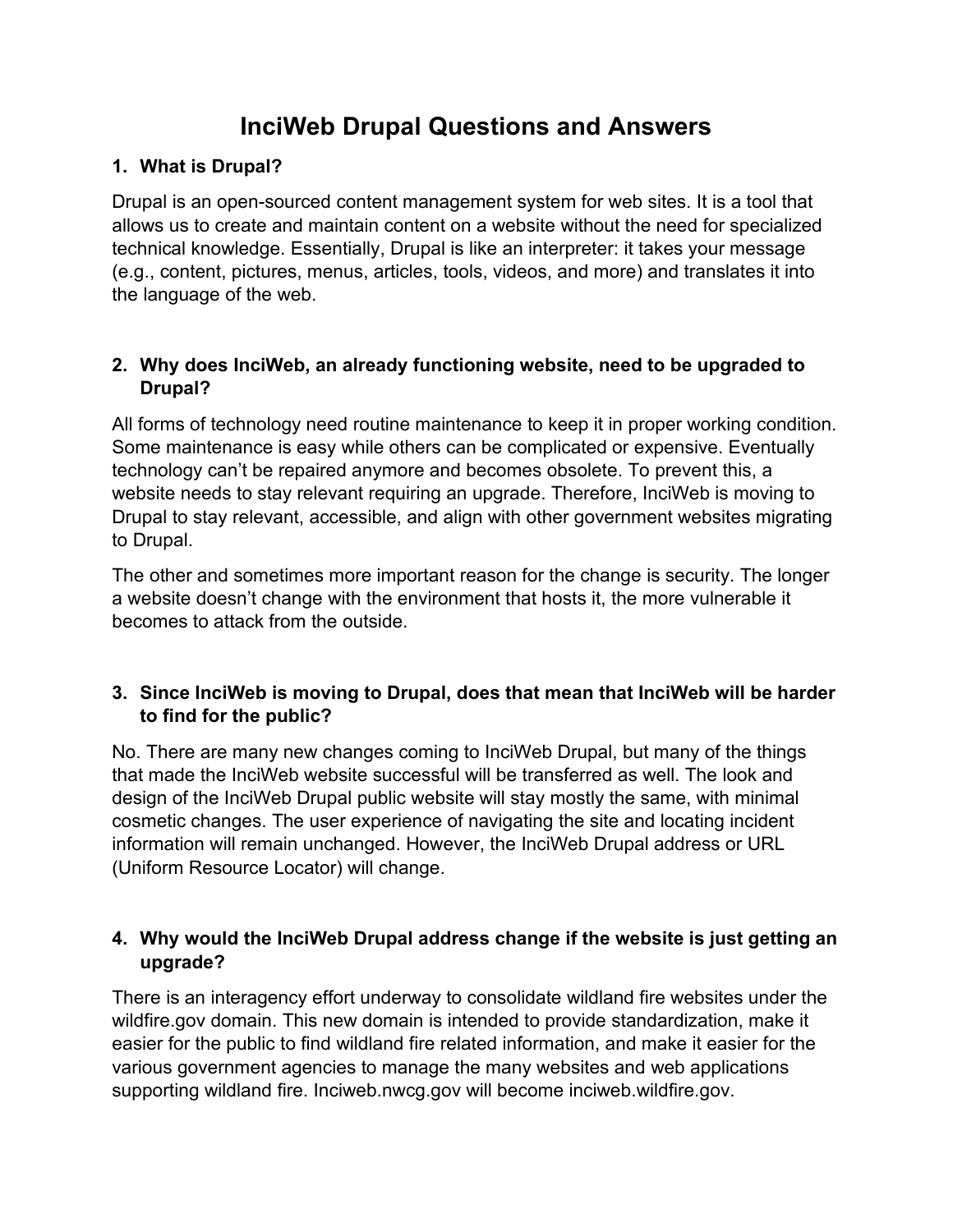# InciWeb Drupal Questions and Answers

### 1. What is Drupal?

Drupal is an open-sourced content management system for web sites. It is a tool that allows us to create and maintain content on a website without the need for specialized technical knowledge. Essentially, Drupal is like an interpreter: it takes your message (e.g., content, pictures, menus, articles, tools, videos, and more) and translates it into the language of the web.

### 2. Why does InciWeb, an already functioning website, need to be upgraded to Drupal?

All forms of technology need routine maintenance to keep it in proper working condition. Some maintenance is easy while others can be complicated or expensive. Eventually technology can't be repaired anymore and becomes obsolete. To prevent this, a website needs to stay relevant requiring an upgrade. Therefore, InciWeb is moving to Drupal to stay relevant, accessible, and align with other government websites migrating to Drupal.

The other and sometimes more important reason for the change is security. The longer a website doesn't change with the environment that hosts it, the more vulnerable it becomes to attack from the outside.

### 3. Since InciWeb is moving to Drupal, does that mean that InciWeb will be harder to find for the public?

No. There are many new changes coming to InciWeb Drupal, but many of the things that made the InciWeb website successful will be transferred as well. The look and design of the InciWeb Drupal public website will stay mostly the same, with minimal cosmetic changes. The user experience of navigating the site and locating incident information will remain unchanged. However, the InciWeb Drupal address or URL (Uniform Resource Locator) will change.

### 4. Why would the InciWeb Drupal address change if the website is just getting an upgrade?

There is an interagency effort underway to consolidate wildland fire websites under the wildfire.gov domain. This new domain is intended to provide standardization, make it easier for the public to find wildland fire related information, and make it easier for the various government agencies to manage the many websites and web applications supporting wildland fire. Inciweb.nwcg.gov will become inciweb.wildfire.gov.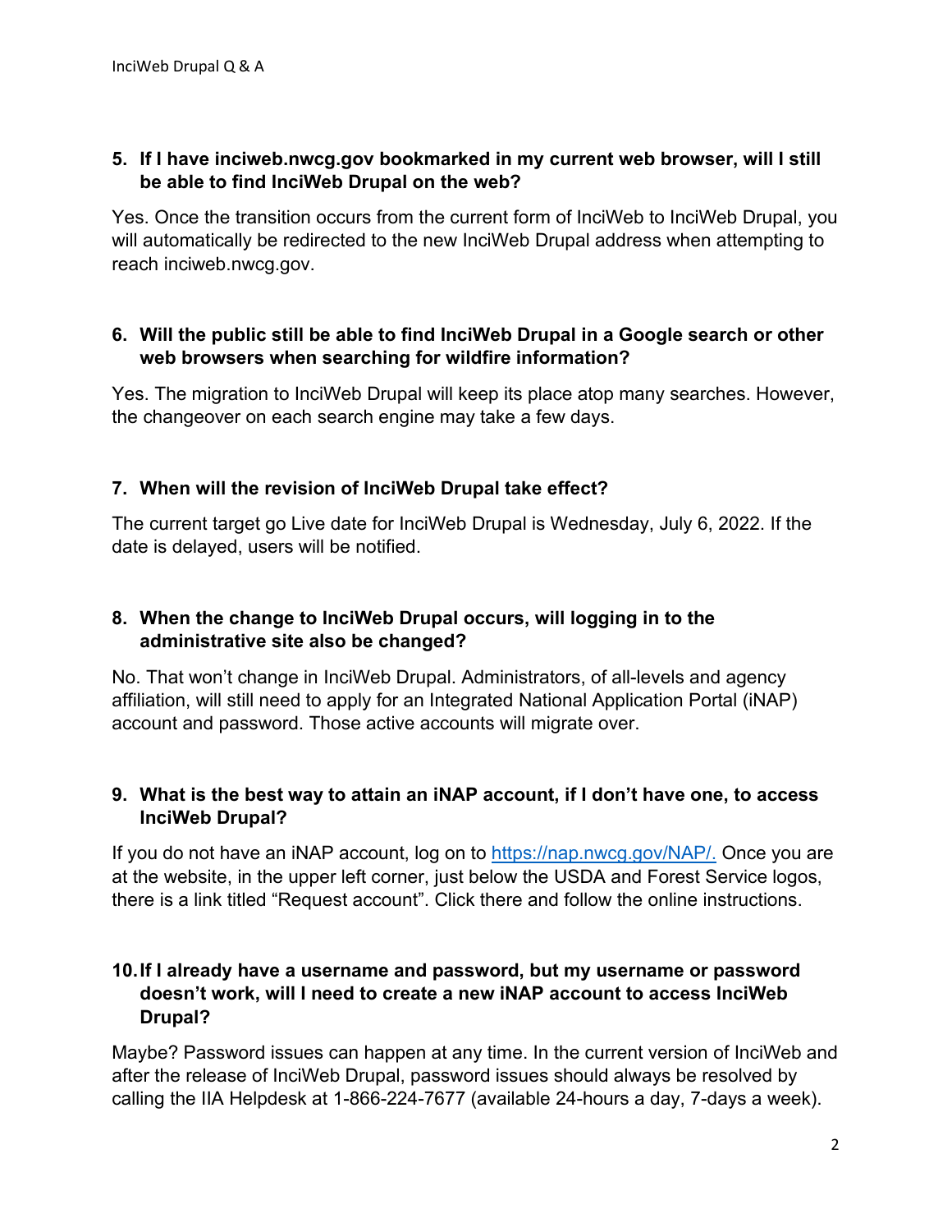**5. If I have inciweb.nwcg.gov bookmarked in my current web browser, will I still be able to find InciWeb Drupal on the web?**

Yes. Once the transition occurs from the current form of InciWeb to InciWeb Drupal, you will automatically be redirected to the new InciWeb Drupal address when attempting to reach inciweb.nwcg.gov.

**6. Will the public still be able to find InciWeb Drupal in a Google search or other web browsers when searching for wildfire information?**

Yes. The migration to InciWeb Drupal will keep its place atop many searches. However, the changeover on each search engine may take a few days.

**7. When will the revision of InciWeb Drupal take effect?**

The current target go Live date for InciWeb Drupal is Wednesday, July 6, 2022. If the date is delayed, users will be notified.

**8. When the change to InciWeb Drupal occurs, will logging in to the administrative site also be changed?**

No. That won't change in InciWeb Drupal. Administrators, of all-levels and agency affiliation, will still need to apply for an Integrated National Application Portal (iNAP) account and password. Those active accounts will migrate over.

**9. What is the best way to attain an iNAP account, if I don't have one, to access InciWeb Drupal?**

If you do not have an iNAP account, log on to [https://nap.nwcg.gov/NAP/.](https://nap.nwcg.gov/NAP/) Once you are at the website, in the upper left corner, just below the USDA and Forest Service logos, there is a link titled "Request account". Click there and follow the online instructions.

**10. If I already have a username and password, but my username or password doesn't work, will I need to create a new iNAP account to access InciWeb Drupal?**

Maybe? Password issues can happen at any time. In the current version of InciWeb and after the release of InciWeb Drupal, password issues should always be resolved by calling the IIA Helpdesk at 1-866-224-7677 (available 24-hours a day, 7-days a week).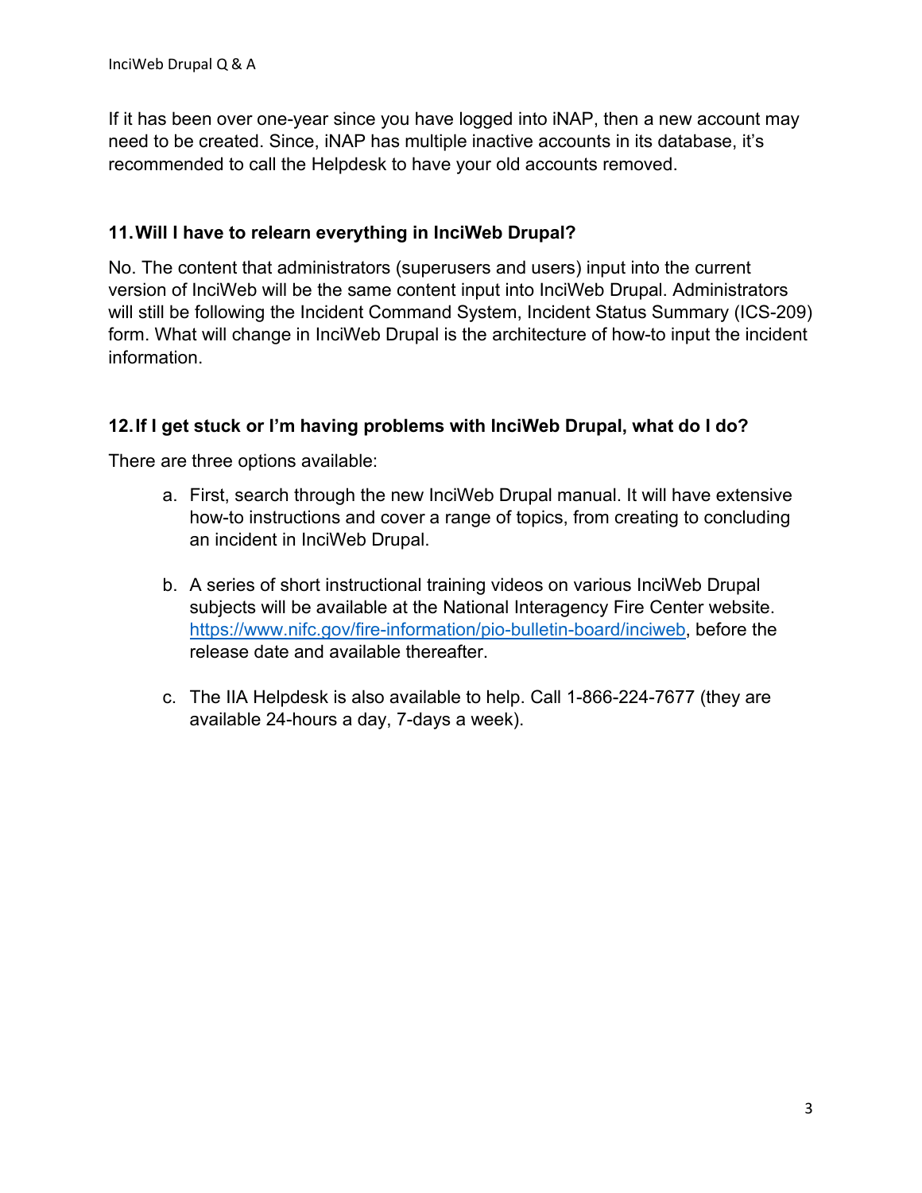If it has been over one-year since you have logged into iNAP, then a new account may need to be created. Since, iNAP has multiple inactive accounts in its database, it's recommended to call the Helpdesk to have your old accounts removed.

### 11. Will I have to relearn everything in InciWeb Drupal?

No. The content that administrators (superusers and users) input into the current version of InciWeb will be the same content input into InciWeb Drupal. Administrators will still be following the Incident Command System, Incident Status Summary (ICS-209) form. What will change in InciWeb Drupal is the architecture of how-to input the incident information.

### 12. If I get stuck or I'm having problems with InciWeb Drupal, what do I do?

There are three options available:

a. First, search through the new InciWeb Drupal manual. It will have extensive how-to instructions and cover a range of topics, from creating to concluding an incident in InciWeb Drupal.

b. A series of short instructional training videos on various InciWeb Drupal subjects will be available at the National Interagency Fire Center website. https://www.nifc.gov/fire-information/pio-bulletin-board/inciweb, before the release date and available thereafter.

c. The IIA Helpdesk is also available to help. Call 1-866-224-7677 (they are available 24-hours a day, 7-days a week).